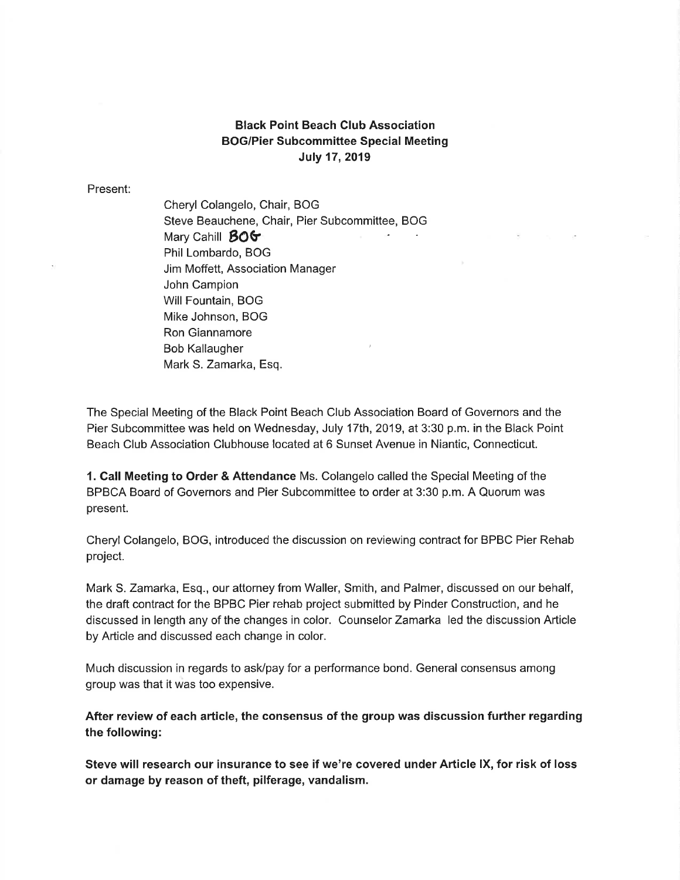**Black Point Beach Club Association**
**BOG/Pier Subcommittee Special Meeting**
**July 17, 2019**

Present:

- Cheryl Colangelo, Chair, BOG
- Steve Beauchene, Chair, Pier Subcommittee, BOG
- Mary Cahill BOG
- Phil Lombardo, BOG
- Jim Moffett, Association Manager
- John Campion
- Will Fountain, BOG
- Mike Johnson, BOG
- Ron Giannamore
- Bob Kallaugher
- Mark S. Zamarka, Esq.

The Special Meeting of the Black Point Beach Club Association Board of Governors and the Pier Subcommittee was held on Wednesday, July 17th, 2019, at 3:30 p.m. in the Black Point Beach Club Association Clubhouse located at 6 Sunset Avenue in Niantic, Connecticut.

**1. Call Meeting to Order & Attendance** Ms. Colangelo called the Special Meeting of the BPBCA Board of Governors and Pier Subcommittee to order at 3:30 p.m. A Quorum was present.

Cheryl Colangelo, BOG, introduced the discussion on reviewing contract for BPBC Pier Rehab project.

Mark S. Zamarka, Esq., our attorney from Waller, Smith, and Palmer, discussed on our behalf, the draft contract for the BPBC Pier rehab project submitted by Pinder Construction, and he discussed in length any of the changes in color. Counselor Zamarka led the discussion Article by Article and discussed each change in color.

Much discussion in regards to ask/pay for a performance bond. General consensus among group was that it was too expensive.

**After review of each article, the consensus of the group was discussion further regarding the following:**

**Steve will research our insurance to see if we're covered under Article IX, for risk of loss or damage by reason of theft, pilferage, vandalism.**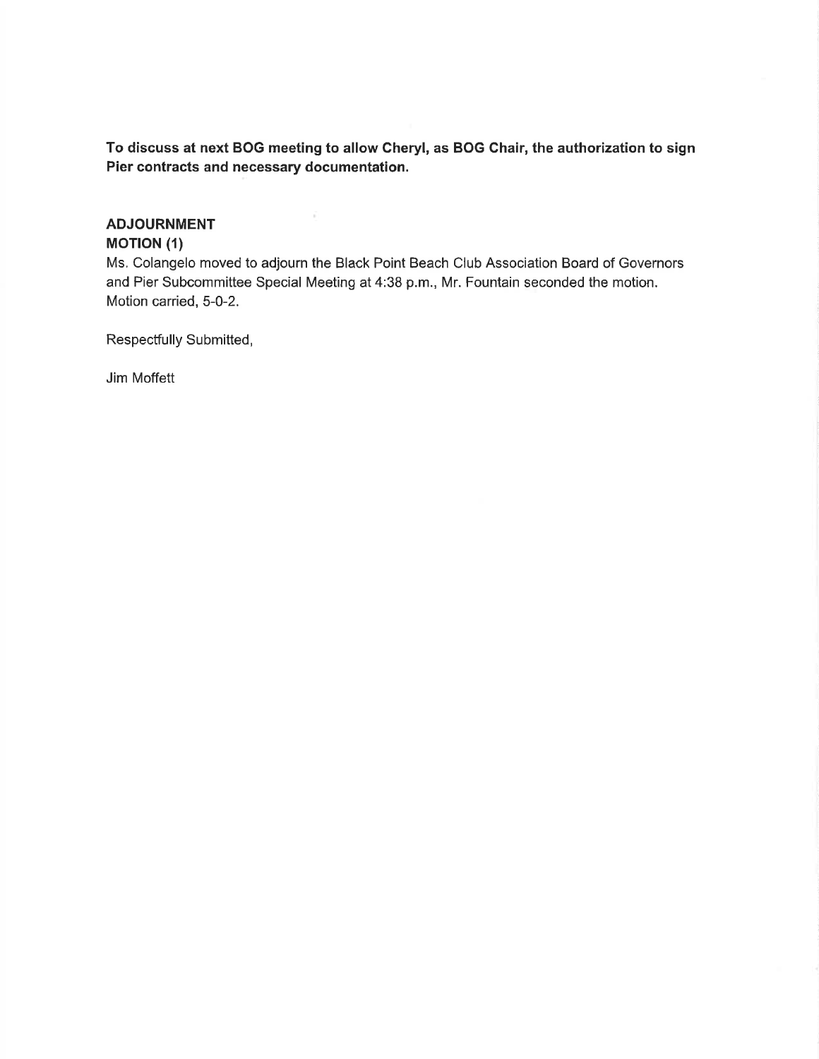**To discuss at next BOG meeting to allow Cheryl, as BOG Chair, the authorization to sign Pier contracts and necessary documentation.**

**ADJOURNMENT**

**MOTION (1)**

Ms. Colangelo moved to adjourn the Black Point Beach Club Association Board of Governors and Pier Subcommittee Special Meeting at 4:38 p.m., Mr. Fountain seconded the motion. Motion carried, 5-0-2.

Respectfully Submitted,

Jim Moffett